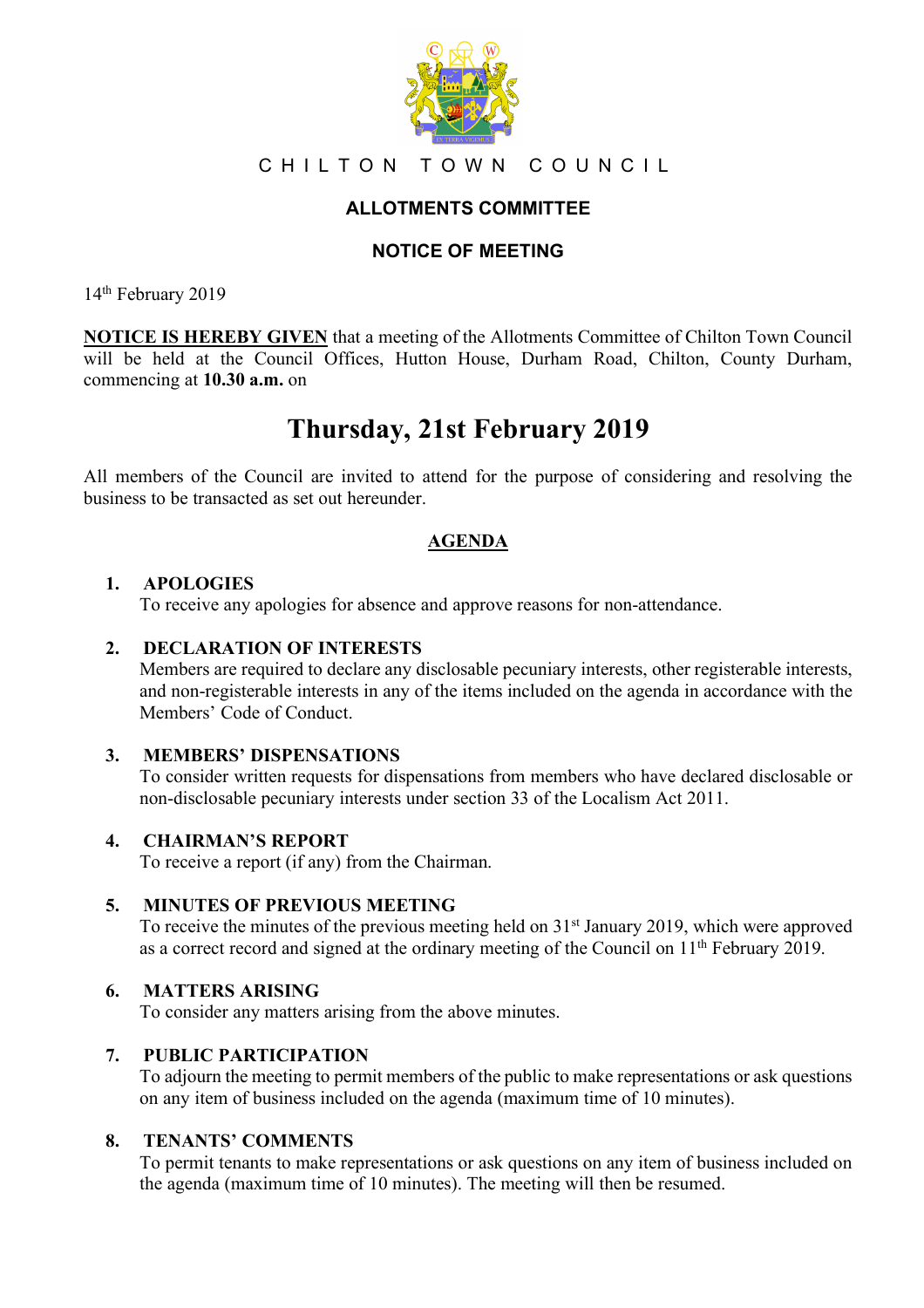# CHILTON TOWN COUNCIL

## ALLOTMENTS COMMITTEE

## NOTICE OF MEETING

14th February 2019

**NOTICE IS HEREBY GIVEN** that a meeting of the Allotments Committee of Chilton Town Council will be held at the Council Offices, Hutton House, Durham Road, Chilton, County Durham, commencing at **10.30 a.m.** on

# Thursday, 21st February 2019

All members of the Council are invited to attend for the purpose of considering and resolving the business to be transacted as set out hereunder.

## AGENDA

1. **APOLOGIES**
   To receive any apologies for absence and approve reasons for non-attendance.

2. **DECLARATION OF INTERESTS**
   Members are required to declare any disclosable pecuniary interests, other registerable interests, and non-registerable interests in any of the items included on the agenda in accordance with the Members' Code of Conduct.

3. **MEMBERS' DISPENSATIONS**
   To consider written requests for dispensations from members who have declared disclosable or non-disclosable pecuniary interests under section 33 of the Localism Act 2011.

4. **CHAIRMAN'S REPORT**
   To receive a report (if any) from the Chairman.

5. **MINUTES OF PREVIOUS MEETING**
   To receive the minutes of the previous meeting held on 31st January 2019, which were approved as a correct record and signed at the ordinary meeting of the Council on 11th February 2019.

6. **MATTERS ARISING**
   To consider any matters arising from the above minutes.

7. **PUBLIC PARTICIPATION**
   To adjourn the meeting to permit members of the public to make representations or ask questions on any item of business included on the agenda (maximum time of 10 minutes).

8. **TENANTS' COMMENTS**
   To permit tenants to make representations or ask questions on any item of business included on the agenda (maximum time of 10 minutes). The meeting will then be resumed.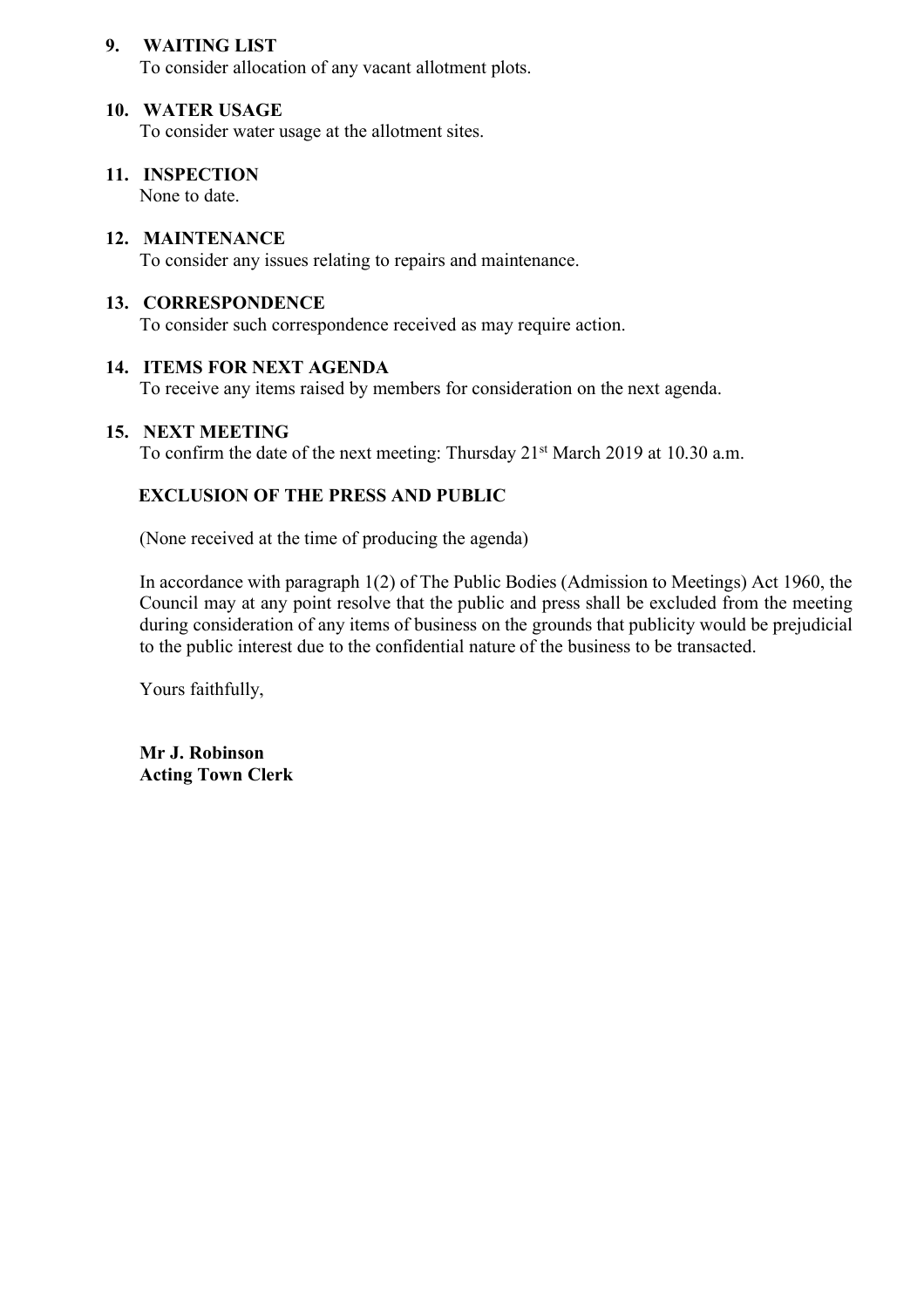**9. WAITING LIST**
To consider allocation of any vacant allotment plots.

**10. WATER USAGE**
To consider water usage at the allotment sites.

**11. INSPECTION**
None to date.

**12. MAINTENANCE**
To consider any issues relating to repairs and maintenance.

**13. CORRESPONDENCE**
To consider such correspondence received as may require action.

**14. ITEMS FOR NEXT AGENDA**
To receive any items raised by members for consideration on the next agenda.

**15. NEXT MEETING**
To confirm the date of the next meeting: Thursday 21st March 2019 at 10.30 a.m.

**EXCLUSION OF THE PRESS AND PUBLIC**

(None received at the time of producing the agenda)

In accordance with paragraph 1(2) of The Public Bodies (Admission to Meetings) Act 1960, the Council may at any point resolve that the public and press shall be excluded from the meeting during consideration of any items of business on the grounds that publicity would be prejudicial to the public interest due to the confidential nature of the business to be transacted.

Yours faithfully,

**Mr J. Robinson**
**Acting Town Clerk**